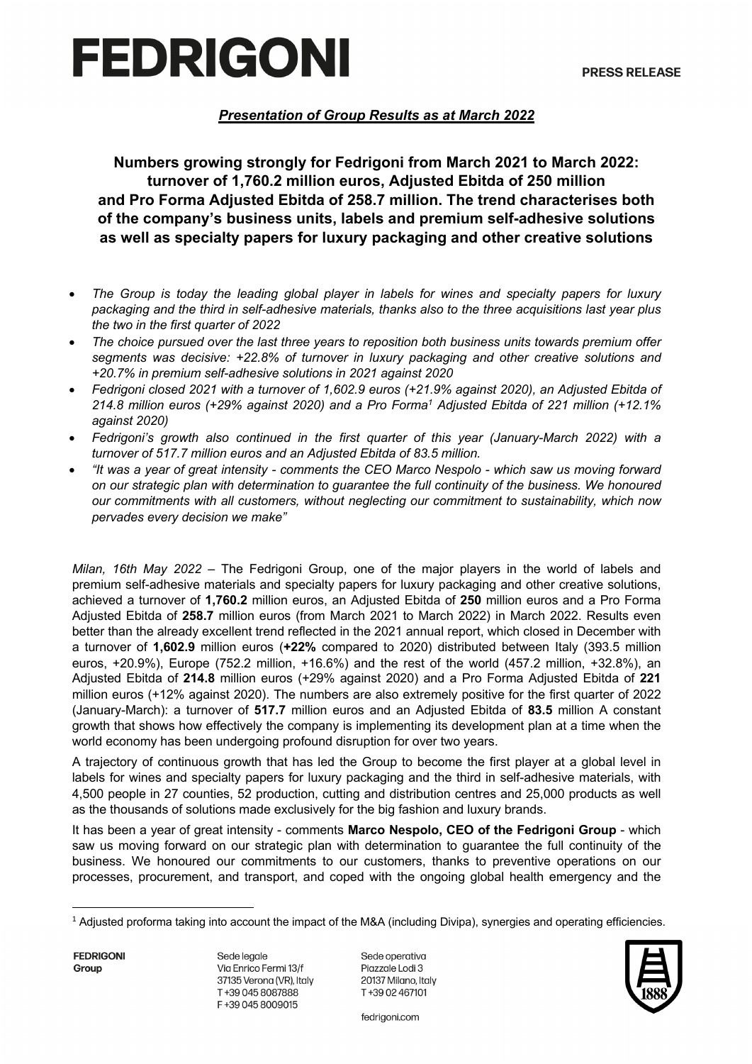# FEDRIGONI

**PRESS RELEASE**

***Presentation of Group Results as at March 2022***

**Numbers growing strongly for Fedrigoni from March 2021 to March 2022: turnover of 1,760.2 million euros, Adjusted Ebitda of 250 million and Pro Forma Adjusted Ebitda of 258.7 million. The trend characterises both of the company's business units, labels and premium self-adhesive solutions as well as specialty papers for luxury packaging and other creative solutions**

- *The Group is today the leading global player in labels for wines and specialty papers for luxury packaging and the third in self-adhesive materials, thanks also to the three acquisitions last year plus the two in the first quarter of 2022*
- *The choice pursued over the last three years to reposition both business units towards premium offer segments was decisive: +22.8% of turnover in luxury packaging and other creative solutions and +20.7% in premium self-adhesive solutions in 2021 against 2020*
- *Fedrigoni closed 2021 with a turnover of 1,602.9 euros (+21.9% against 2020), an Adjusted Ebitda of 214.8 million euros (+29% against 2020) and a Pro Forma[1] Adjusted Ebitda of 221 million (+12.1% against 2020)*
- *Fedrigoni's growth also continued in the first quarter of this year (January-March 2022) with a turnover of 517.7 million euros and an Adjusted Ebitda of 83.5 million.*
- *"It was a year of great intensity - comments the CEO Marco Nespolo - which saw us moving forward on our strategic plan with determination to guarantee the full continuity of the business. We honoured our commitments with all customers, without neglecting our commitment to sustainability, which now pervades every decision we make"*

*Milan, 16th May 2022* – The Fedrigoni Group, one of the major players in the world of labels and premium self-adhesive materials and specialty papers for luxury packaging and other creative solutions, achieved a turnover of **1,760.2** million euros, an Adjusted Ebitda of **250** million euros and a Pro Forma Adjusted Ebitda of **258.7** million euros (from March 2021 to March 2022) in March 2022. Results even better than the already excellent trend reflected in the 2021 annual report, which closed in December with a turnover of **1,602.9** million euros (**+22%** compared to 2020) distributed between Italy (393.5 million euros, +20.9%), Europe (752.2 million, +16.6%) and the rest of the world (457.2 million, +32.8%), an Adjusted Ebitda of **214.8** million euros (+29% against 2020) and a Pro Forma Adjusted Ebitda of **221** million euros (+12% against 2020). The numbers are also extremely positive for the first quarter of 2022 (January-March): a turnover of **517.7** million euros and an Adjusted Ebitda of **83.5** million A constant growth that shows how effectively the company is implementing its development plan at a time when the world economy has been undergoing profound disruption for over two years.

A trajectory of continuous growth that has led the Group to become the first player at a global level in labels for wines and specialty papers for luxury packaging and the third in self-adhesive materials, with 4,500 people in 27 counties, 52 production, cutting and distribution centres and 25,000 products as well as the thousands of solutions made exclusively for the big fashion and luxury brands.

It has been a year of great intensity - comments **Marco Nespolo, CEO of the Fedrigoni Group** - which saw us moving forward on our strategic plan with determination to guarantee the full continuity of the business. We honoured our commitments to our customers, thanks to preventive operations on our processes, procurement, and transport, and coped with the ongoing global health emergency and the

[1] Adjusted proforma taking into account the impact of the M&A (including Divipa), synergies and operating efficiencies.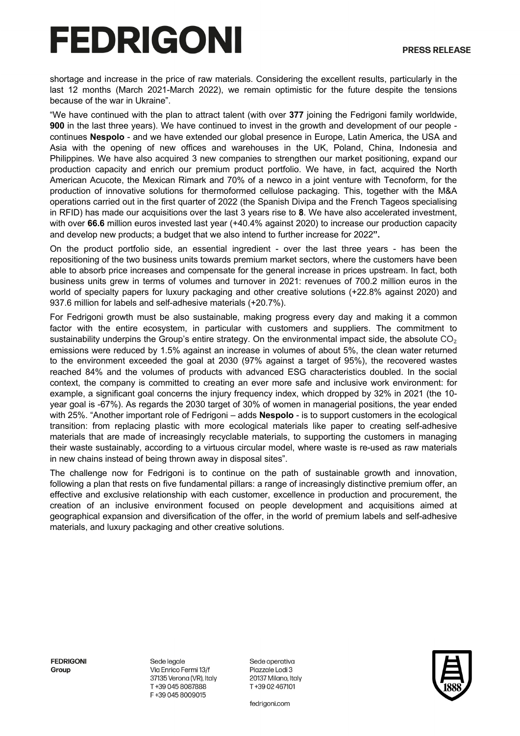shortage and increase in the price of raw materials. Considering the excellent results, particularly in the last 12 months (March 2021-March 2022), we remain optimistic for the future despite the tensions because of the war in Ukraine".

"We have continued with the plan to attract talent (with over **377** joining the Fedrigoni family worldwide, **900** in the last three years). We have continued to invest in the growth and development of our people - continues **Nespolo** - and we have extended our global presence in Europe, Latin America, the USA and Asia with the opening of new offices and warehouses in the UK, Poland, China, Indonesia and Philippines. We have also acquired 3 new companies to strengthen our market positioning, expand our production capacity and enrich our premium product portfolio. We have, in fact, acquired the North American Acucote, the Mexican Rimark and 70% of a newco in a joint venture with Tecnoform, for the production of innovative solutions for thermoformed cellulose packaging. This, together with the M&A operations carried out in the first quarter of 2022 (the Spanish Divipa and the French Tageos specialising in RFID) has made our acquisitions over the last 3 years rise to **8**. We have also accelerated investment, with over **66.6** million euros invested last year (+40.4% against 2020) to increase our production capacity and develop new products; a budget that we also intend to further increase for 2022**".**

On the product portfolio side, an essential ingredient - over the last three years - has been the repositioning of the two business units towards premium market sectors, where the customers have been able to absorb price increases and compensate for the general increase in prices upstream. In fact, both business units grew in terms of volumes and turnover in 2021: revenues of 700.2 million euros in the world of specialty papers for luxury packaging and other creative solutions (+22.8% against 2020) and 937.6 million for labels and self-adhesive materials (+20.7%).

For Fedrigoni growth must be also sustainable, making progress every day and making it a common factor with the entire ecosystem, in particular with customers and suppliers. The commitment to sustainability underpins the Group's entire strategy. On the environmental impact side, the absolute $CO_2$ emissions were reduced by 1.5% against an increase in volumes of about 5%, the clean water returned to the environment exceeded the goal at 2030 (97% against a target of 95%), the recovered wastes reached 84% and the volumes of products with advanced ESG characteristics doubled. In the social context, the company is committed to creating an ever more safe and inclusive work environment: for example, a significant goal concerns the injury frequency index, which dropped by 32% in 2021 (the 10-year goal is -67%). As regards the 2030 target of 30% of women in managerial positions, the year ended with 25%. "Another important role of Fedrigoni – adds **Nespolo** - is to support customers in the ecological transition: from replacing plastic with more ecological materials like paper to creating self-adhesive materials that are made of increasingly recyclable materials, to supporting the customers in managing their waste sustainably, according to a virtuous circular model, where waste is re-used as raw materials in new chains instead of being thrown away in disposal sites".

The challenge now for Fedrigoni is to continue on the path of sustainable growth and innovation, following a plan that rests on five fundamental pillars: a range of increasingly distinctive premium offer, an effective and exclusive relationship with each customer, excellence in production and procurement, the creation of an inclusive environment focused on people development and acquisitions aimed at geographical expansion and diversification of the offer, in the world of premium labels and self-adhesive materials, and luxury packaging and other creative solutions.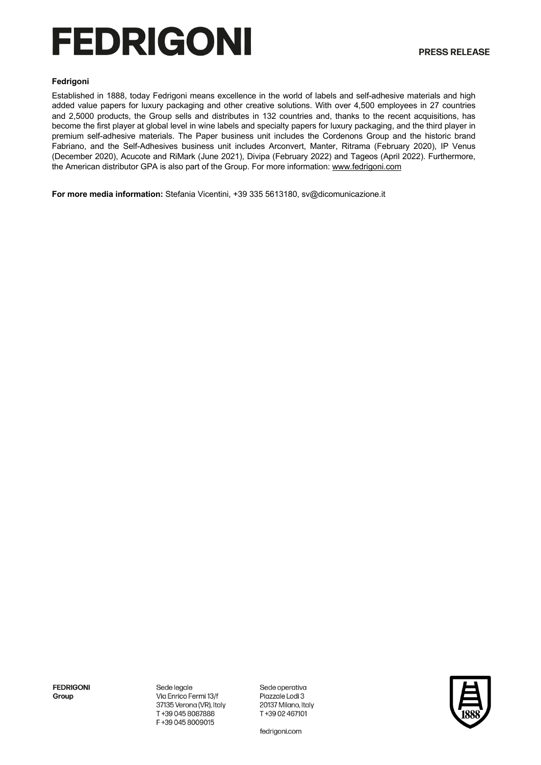**Fedrigoni**

Established in 1888, today Fedrigoni means excellence in the world of labels and self-adhesive materials and high added value papers for luxury packaging and other creative solutions. With over 4,500 employees in 27 countries and 2,5000 products, the Group sells and distributes in 132 countries and, thanks to the recent acquisitions, has become the first player at global level in wine labels and specialty papers for luxury packaging, and the third player in premium self-adhesive materials. The Paper business unit includes the Cordenons Group and the historic brand Fabriano, and the Self-Adhesives business unit includes Arconvert, Manter, Ritrama (February 2020), IP Venus (December 2020), Acucote and RiMark (June 2021), Divipa (February 2022) and Tageos (April 2022). Furthermore, the American distributor GPA is also part of the Group. For more information: www.fedrigoni.com

**For more media information:** Stefania Vicentini, +39 335 5613180, sv@dicomunicazione.it